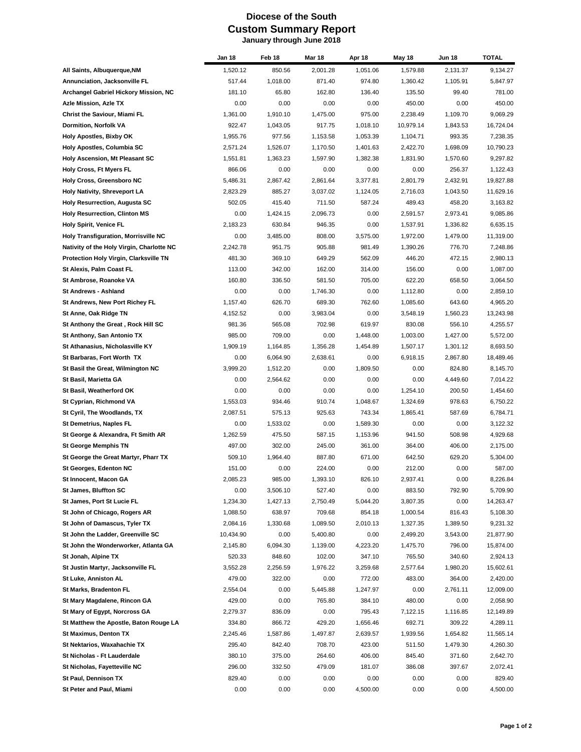# Diocese of the South

## Custom Summary Report

### January through June 2018

| | Jan 18 | Feb 18 | Mar 18 | Apr 18 | May 18 | Jun 18 | TOTAL |
|---|---|---|---|---|---|---|---|
| **All Saints, Albuquerque,NM** | 1,520.12 | 850.56 | 2,001.28 | 1,051.06 | 1,579.88 | 2,131.37 | 9,134.27 |
| **Annunciation, Jacksonville FL** | 517.44 | 1,018.00 | 871.40 | 974.80 | 1,360.42 | 1,105.91 | 5,847.97 |
| **Archangel Gabriel Hickory Mission, NC** | 181.10 | 65.80 | 162.80 | 136.40 | 135.50 | 99.40 | 781.00 |
| **Azle Mission, Azle TX** | 0.00 | 0.00 | 0.00 | 0.00 | 450.00 | 0.00 | 450.00 |
| **Christ the Saviour, Miami FL** | 1,361.00 | 1,910.10 | 1,475.00 | 975.00 | 2,238.49 | 1,109.70 | 9,069.29 |
| **Dormition, Norfolk VA** | 922.47 | 1,043.05 | 917.75 | 1,018.10 | 10,979.14 | 1,843.53 | 16,724.04 |
| **Holy Apostles, Bixby OK** | 1,955.76 | 977.56 | 1,153.58 | 1,053.39 | 1,104.71 | 993.35 | 7,238.35 |
| **Holy Apostles, Columbia SC** | 2,571.24 | 1,526.07 | 1,170.50 | 1,401.63 | 2,422.70 | 1,698.09 | 10,790.23 |
| **Holy Ascension, Mt Pleasant SC** | 1,551.81 | 1,363.23 | 1,597.90 | 1,382.38 | 1,831.90 | 1,570.60 | 9,297.82 |
| **Holy Cross, Ft Myers FL** | 866.06 | 0.00 | 0.00 | 0.00 | 0.00 | 256.37 | 1,122.43 |
| **Holy Cross, Greensboro NC** | 5,486.31 | 2,867.42 | 2,861.64 | 3,377.81 | 2,801.79 | 2,432.91 | 19,827.88 |
| **Holy Nativity, Shreveport LA** | 2,823.29 | 885.27 | 3,037.02 | 1,124.05 | 2,716.03 | 1,043.50 | 11,629.16 |
| **Holy Resurrection, Augusta SC** | 502.05 | 415.40 | 711.50 | 587.24 | 489.43 | 458.20 | 3,163.82 |
| **Holy Resurrection, Clinton MS** | 0.00 | 1,424.15 | 2,096.73 | 0.00 | 2,591.57 | 2,973.41 | 9,085.86 |
| **Holy Spirit, Venice FL** | 2,183.23 | 630.84 | 946.35 | 0.00 | 1,537.91 | 1,336.82 | 6,635.15 |
| **Holy Transfiguration, Morrisville NC** | 0.00 | 3,485.00 | 808.00 | 3,575.00 | 1,972.00 | 1,479.00 | 11,319.00 |
| **Nativity of the Holy Virgin, Charlotte NC** | 2,242.78 | 951.75 | 905.88 | 981.49 | 1,390.26 | 776.70 | 7,248.86 |
| **Protection Holy Virgin, Clarksville TN** | 481.30 | 369.10 | 649.29 | 562.09 | 446.20 | 472.15 | 2,980.13 |
| **St Alexis, Palm Coast FL** | 113.00 | 342.00 | 162.00 | 314.00 | 156.00 | 0.00 | 1,087.00 |
| **St Ambrose, Roanoke VA** | 160.80 | 336.50 | 581.50 | 705.00 | 622.20 | 658.50 | 3,064.50 |
| **St Andrews - Ashland** | 0.00 | 0.00 | 1,746.30 | 0.00 | 1,112.80 | 0.00 | 2,859.10 |
| **St Andrews, New Port Richey FL** | 1,157.40 | 626.70 | 689.30 | 762.60 | 1,085.60 | 643.60 | 4,965.20 |
| **St Anne, Oak Ridge TN** | 4,152.52 | 0.00 | 3,983.04 | 0.00 | 3,548.19 | 1,560.23 | 13,243.98 |
| **St Anthony the Great , Rock Hill SC** | 981.36 | 565.08 | 702.98 | 619.97 | 830.08 | 556.10 | 4,255.57 |
| **St Anthony, San Antonio TX** | 985.00 | 709.00 | 0.00 | 1,448.00 | 1,003.00 | 1,427.00 | 5,572.00 |
| **St Athanasius, Nicholasville KY** | 1,909.19 | 1,164.85 | 1,356.28 | 1,454.89 | 1,507.17 | 1,301.12 | 8,693.50 |
| **St Barbaras, Fort Worth TX** | 0.00 | 6,064.90 | 2,638.61 | 0.00 | 6,918.15 | 2,867.80 | 18,489.46 |
| **St Basil the Great, Wilmington NC** | 3,999.20 | 1,512.20 | 0.00 | 1,809.50 | 0.00 | 824.80 | 8,145.70 |
| **St Basil, Marietta GA** | 0.00 | 2,564.62 | 0.00 | 0.00 | 0.00 | 4,449.60 | 7,014.22 |
| **St Basil, Weatherford OK** | 0.00 | 0.00 | 0.00 | 0.00 | 1,254.10 | 200.50 | 1,454.60 |
| **St Cyprian, Richmond VA** | 1,553.03 | 934.46 | 910.74 | 1,048.67 | 1,324.69 | 978.63 | 6,750.22 |
| **St Cyril, The Woodlands, TX** | 2,087.51 | 575.13 | 925.63 | 743.34 | 1,865.41 | 587.69 | 6,784.71 |
| **St Demetrius, Naples FL** | 0.00 | 1,533.02 | 0.00 | 1,589.30 | 0.00 | 0.00 | 3,122.32 |
| **St George & Alexandra, Ft Smith AR** | 1,262.59 | 475.50 | 587.15 | 1,153.96 | 941.50 | 508.98 | 4,929.68 |
| **St George Memphis TN** | 497.00 | 302.00 | 245.00 | 361.00 | 364.00 | 406.00 | 2,175.00 |
| **St George the Great Martyr, Pharr TX** | 509.10 | 1,964.40 | 887.80 | 671.00 | 642.50 | 629.20 | 5,304.00 |
| **St Georges, Edenton NC** | 151.00 | 0.00 | 224.00 | 0.00 | 212.00 | 0.00 | 587.00 |
| **St Innocent, Macon GA** | 2,085.23 | 985.00 | 1,393.10 | 826.10 | 2,937.41 | 0.00 | 8,226.84 |
| **St James, Bluffton SC** | 0.00 | 3,506.10 | 527.40 | 0.00 | 883.50 | 792.90 | 5,709.90 |
| **St James, Port St Lucie FL** | 1,234.30 | 1,427.13 | 2,750.49 | 5,044.20 | 3,807.35 | 0.00 | 14,263.47 |
| **St John of Chicago, Rogers AR** | 1,088.50 | 638.97 | 709.68 | 854.18 | 1,000.54 | 816.43 | 5,108.30 |
| **St John of Damascus, Tyler TX** | 2,084.16 | 1,330.68 | 1,089.50 | 2,010.13 | 1,327.35 | 1,389.50 | 9,231.32 |
| **St John the Ladder, Greenville SC** | 10,434.90 | 0.00 | 5,400.80 | 0.00 | 2,499.20 | 3,543.00 | 21,877.90 |
| **St John the Wonderworker, Atlanta GA** | 2,145.80 | 6,094.30 | 1,139.00 | 4,223.20 | 1,475.70 | 796.00 | 15,874.00 |
| **St Jonah, Alpine TX** | 520.33 | 848.60 | 102.00 | 347.10 | 765.50 | 340.60 | 2,924.13 |
| **St Justin Martyr, Jacksonville FL** | 3,552.28 | 2,256.59 | 1,976.22 | 3,259.68 | 2,577.64 | 1,980.20 | 15,602.61 |
| **St Luke, Anniston AL** | 479.00 | 322.00 | 0.00 | 772.00 | 483.00 | 364.00 | 2,420.00 |
| **St Marks, Bradenton FL** | 2,554.04 | 0.00 | 5,445.88 | 1,247.97 | 0.00 | 2,761.11 | 12,009.00 |
| **St Mary Magdalene, Rincon GA** | 429.00 | 0.00 | 765.80 | 384.10 | 480.00 | 0.00 | 2,058.90 |
| **St Mary of Egypt, Norcross GA** | 2,279.37 | 836.09 | 0.00 | 795.43 | 7,122.15 | 1,116.85 | 12,149.89 |
| **St Matthew the Apostle, Baton Rouge LA** | 334.80 | 866.72 | 429.20 | 1,656.46 | 692.71 | 309.22 | 4,289.11 |
| **St Maximus, Denton TX** | 2,245.46 | 1,587.86 | 1,497.87 | 2,639.57 | 1,939.56 | 1,654.82 | 11,565.14 |
| **St Nektarios, Waxahachie TX** | 295.40 | 842.40 | 708.70 | 423.00 | 511.50 | 1,479.30 | 4,260.30 |
| **St Nicholas - Ft Lauderdale** | 380.10 | 375.00 | 264.60 | 406.00 | 845.40 | 371.60 | 2,642.70 |
| **St Nicholas, Fayetteville NC** | 296.00 | 332.50 | 479.09 | 181.07 | 386.08 | 397.67 | 2,072.41 |
| **St Paul, Dennison TX** | 829.40 | 0.00 | 0.00 | 0.00 | 0.00 | 0.00 | 829.40 |
| **St Peter and Paul, Miami** | 0.00 | 0.00 | 0.00 | 4,500.00 | 0.00 | 0.00 | 4,500.00 |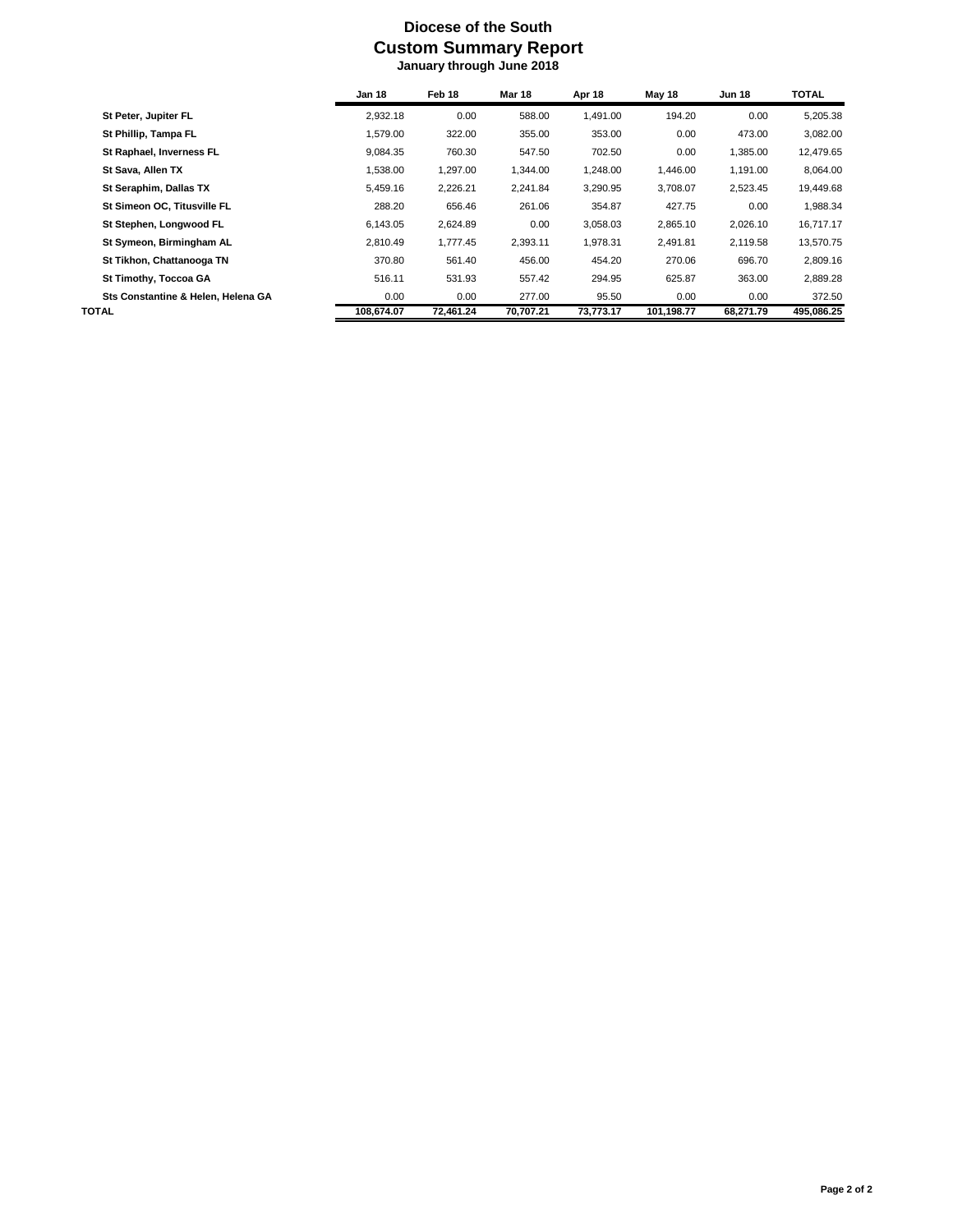# Diocese of the South
## Custom Summary Report
**January through June 2018**

| | Jan 18 | Feb 18 | Mar 18 | Apr 18 | May 18 | Jun 18 | TOTAL |
|---|---|---|---|---|---|---|---|
| **St Peter, Jupiter FL** | 2,932.18 | 0.00 | 588.00 | 1,491.00 | 194.20 | 0.00 | 5,205.38 |
| **St Phillip, Tampa FL** | 1,579.00 | 322.00 | 355.00 | 353.00 | 0.00 | 473.00 | 3,082.00 |
| **St Raphael, Inverness FL** | 9,084.35 | 760.30 | 547.50 | 702.50 | 0.00 | 1,385.00 | 12,479.65 |
| **St Sava, Allen TX** | 1,538.00 | 1,297.00 | 1,344.00 | 1,248.00 | 1,446.00 | 1,191.00 | 8,064.00 |
| **St Seraphim, Dallas TX** | 5,459.16 | 2,226.21 | 2,241.84 | 3,290.95 | 3,708.07 | 2,523.45 | 19,449.68 |
| **St Simeon OC, Titusville FL** | 288.20 | 656.46 | 261.06 | 354.87 | 427.75 | 0.00 | 1,988.34 |
| **St Stephen, Longwood FL** | 6,143.05 | 2,624.89 | 0.00 | 3,058.03 | 2,865.10 | 2,026.10 | 16,717.17 |
| **St Symeon, Birmingham AL** | 2,810.49 | 1,777.45 | 2,393.11 | 1,978.31 | 2,491.81 | 2,119.58 | 13,570.75 |
| **St Tikhon, Chattanooga TN** | 370.80 | 561.40 | 456.00 | 454.20 | 270.06 | 696.70 | 2,809.16 |
| **St Timothy, Toccoa GA** | 516.11 | 531.93 | 557.42 | 294.95 | 625.87 | 363.00 | 2,889.28 |
| **Sts Constantine & Helen, Helena GA** | 0.00 | 0.00 | 277.00 | 95.50 | 0.00 | 0.00 | 372.50 |
| **TOTAL** | **108,674.07** | **72,461.24** | **70,707.21** | **73,773.17** | **101,198.77** | **68,271.79** | **495,086.25** |